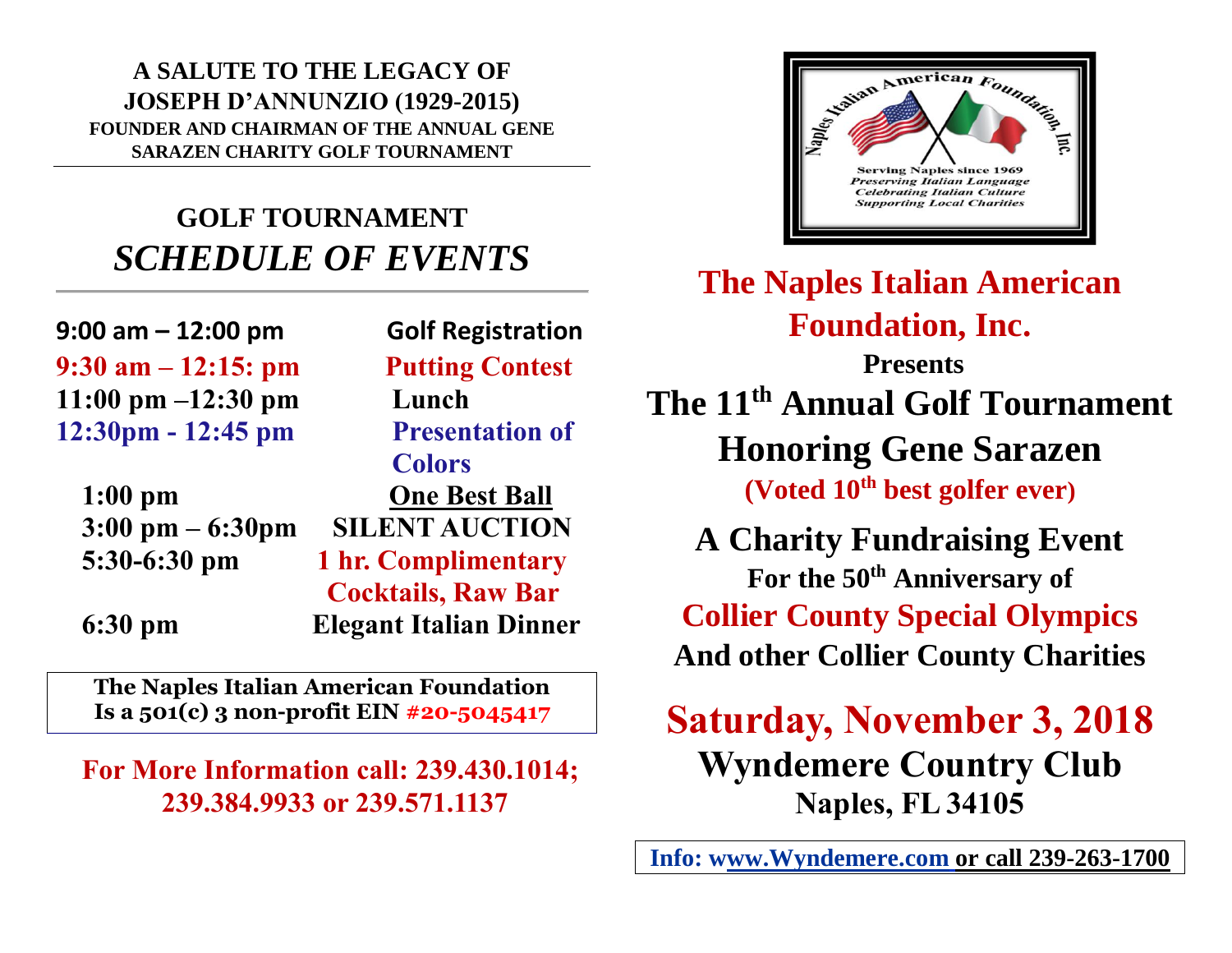**A SALUTE TO THE LEGACY OF JOSEPH D'ANNUNZIO (1929-2015)**
**FOUNDER AND CHAIRMAN OF THE ANNUAL GENE SARAZEN CHARITY GOLF TOURNAMENT**

## GOLF TOURNAMENT
## *SCHEDULE OF EVENTS*

| | |
|---|---|
| **9:00 am – 12:00 pm** | **Golf Registration** |
| **9:30 am – 12:15: pm** | **Putting Contest** |
| **11:00 pm –12:30 pm** | **Lunch** |
| **12:30pm - 12:45 pm** | **Presentation of Colors** |
| **1:00 pm** | **One Best Ball** |
| **3:00 pm – 6:30pm** | **SILENT AUCTION** |
| **5:30-6:30 pm** | **1 hr. Complimentary Cocktails, Raw Bar** |
| **6:30 pm** | **Elegant Italian Dinner** |

**The Naples Italian American Foundation Is a 501(c) 3 non-profit EIN #20-5045417**

**For More Information call: 239.430.1014; 239.384.9933 or 239.571.1137**

Naples Italian American Foundation, Inc.
Serving Naples since 1969
*Preserving Italian Language*
*Celebrating Italian Culture*
*Supporting Local Charities*

# The Naples Italian American Foundation, Inc.

**Presents**

# The 11th Annual Golf Tournament Honoring Gene Sarazen

**(Voted 10th best golfer ever)**

## A Charity Fundraising Event

**For the 50th Anniversary of**

## Collier County Special Olympics

**And other Collier County Charities**

# Saturday, November 3, 2018

## Wyndemere Country Club

**Naples, FL 34105**

**Info: www.Wyndemere.com or call 239-263-1700**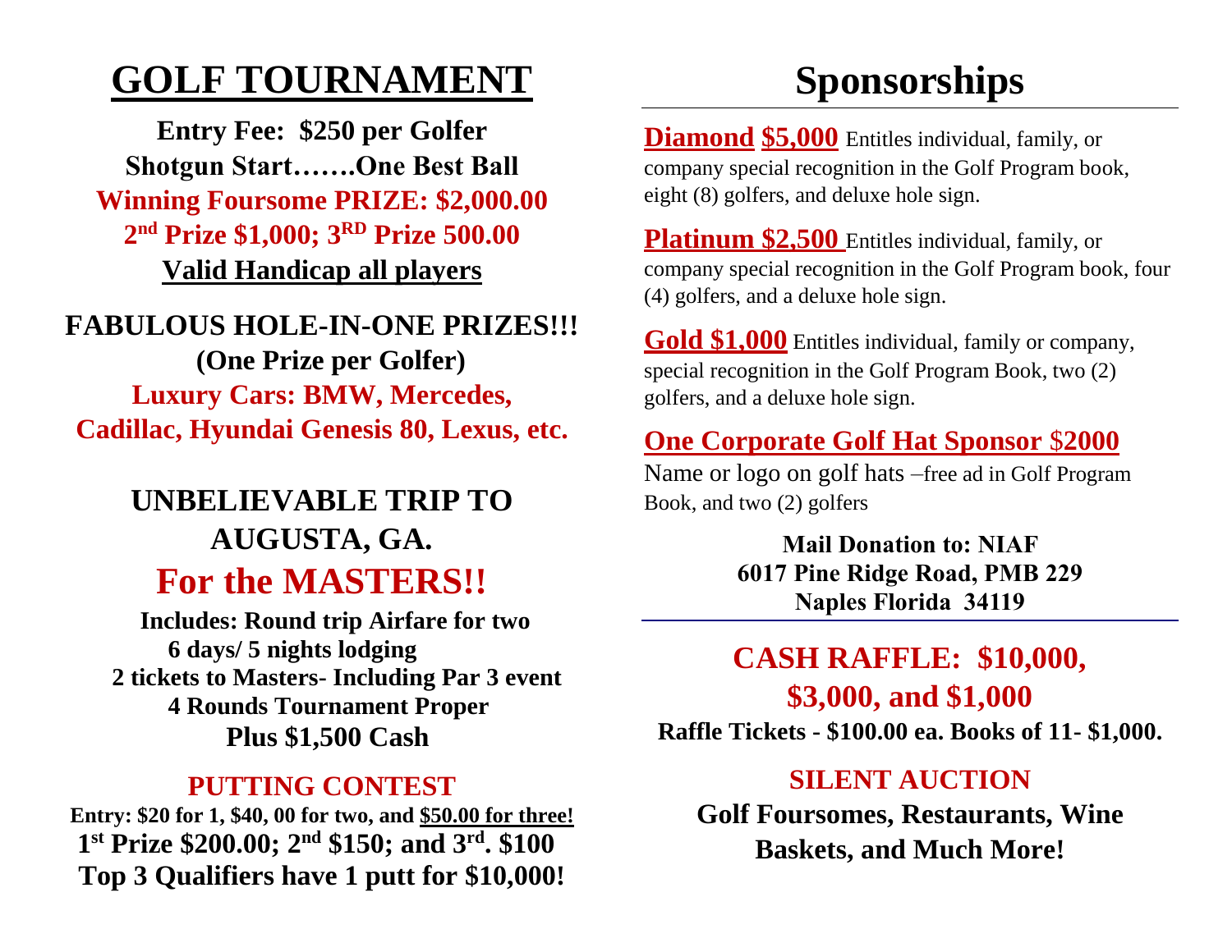# GOLF TOURNAMENT

**Entry Fee: $250 per Golfer**

**Shotgun Start…….One Best Ball**

**Winning Foursome PRIZE: $2,000.00**

**2nd Prize $1,000; 3RD Prize 500.00**

**Valid Handicap all players**

## FABULOUS HOLE-IN-ONE PRIZES!!!

**(One Prize per Golfer)**

**Luxury Cars: BMW, Mercedes, Cadillac, Hyundai Genesis 80, Lexus, etc.**

## UNBELIEVABLE TRIP TO AUGUSTA, GA.

## For the MASTERS!!

**Includes: Round trip Airfare for two**

**6 days/ 5 nights lodging**

**2 tickets to Masters- Including Par 3 event**

**4 Rounds Tournament Proper**

**Plus $1,500 Cash**

## PUTTING CONTEST

**Entry: $20 for 1, $40, 00 for two, and $50.00 for three!**

**1st Prize $200.00; 2nd $150; and 3rd. $100**

**Top 3 Qualifiers have 1 putt for $10,000!**

# Sponsorships

**Diamond $5,000** Entitles individual, family, or company special recognition in the Golf Program book, eight (8) golfers, and deluxe hole sign.

**Platinum $2,500** Entitles individual, family, or company special recognition in the Golf Program book, four (4) golfers, and a deluxe hole sign.

**Gold $1,000** Entitles individual, family or company, special recognition in the Golf Program Book, two (2) golfers, and a deluxe hole sign.

**One Corporate Golf Hat Sponsor $2000**

Name or logo on golf hats –free ad in Golf Program Book, and two (2) golfers

**Mail Donation to: NIAF**

**6017 Pine Ridge Road, PMB 229**

**Naples Florida 34119**

## CASH RAFFLE: $10,000, $3,000, and $1,000

**Raffle Tickets - $100.00 ea. Books of 11- $1,000.**

## SILENT AUCTION

**Golf Foursomes, Restaurants, Wine Baskets, and Much More!**